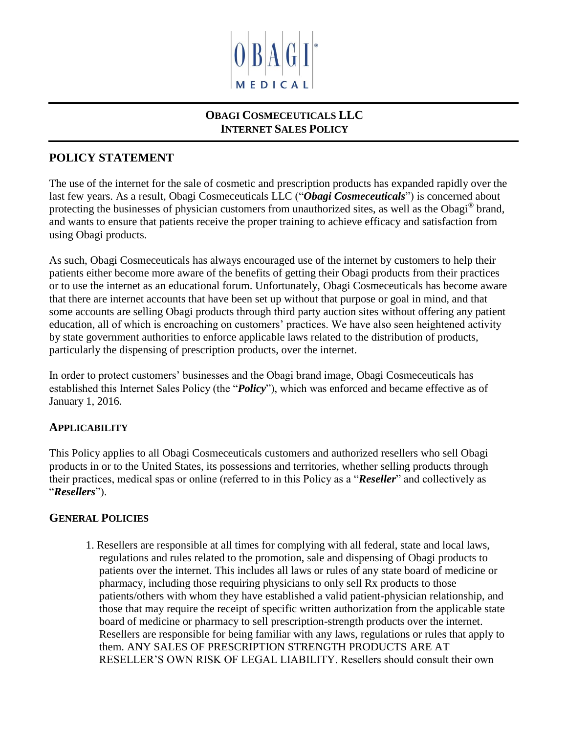# OBAGI COSMECEUTICALS LLC
# INTERNET SALES POLICY

## POLICY STATEMENT

The use of the internet for the sale of cosmetic and prescription products has expanded rapidly over the last few years. As a result, Obagi Cosmeceuticals LLC ("***Obagi Cosmeceuticals***") is concerned about protecting the businesses of physician customers from unauthorized sites, as well as the Obagi® brand, and wants to ensure that patients receive the proper training to achieve efficacy and satisfaction from using Obagi products.

As such, Obagi Cosmeceuticals has always encouraged use of the internet by customers to help their patients either become more aware of the benefits of getting their Obagi products from their practices or to use the internet as an educational forum. Unfortunately, Obagi Cosmeceuticals has become aware that there are internet accounts that have been set up without that purpose or goal in mind, and that some accounts are selling Obagi products through third party auction sites without offering any patient education, all of which is encroaching on customers' practices. We have also seen heightened activity by state government authorities to enforce applicable laws related to the distribution of products, particularly the dispensing of prescription products, over the internet.

In order to protect customers' businesses and the Obagi brand image, Obagi Cosmeceuticals has established this Internet Sales Policy (the "***Policy***"), which was enforced and became effective as of January 1, 2016.

### APPLICABILITY

This Policy applies to all Obagi Cosmeceuticals customers and authorized resellers who sell Obagi products in or to the United States, its possessions and territories, whether selling products through their practices, medical spas or online (referred to in this Policy as a "***Reseller***" and collectively as "***Resellers***").

### GENERAL POLICIES

1. Resellers are responsible at all times for complying with all federal, state and local laws, regulations and rules related to the promotion, sale and dispensing of Obagi products to patients over the internet. This includes all laws or rules of any state board of medicine or pharmacy, including those requiring physicians to only sell Rx products to those patients/others with whom they have established a valid patient-physician relationship, and those that may require the receipt of specific written authorization from the applicable state board of medicine or pharmacy to sell prescription-strength products over the internet. Resellers are responsible for being familiar with any laws, regulations or rules that apply to them. ANY SALES OF PRESCRIPTION STRENGTH PRODUCTS ARE AT RESELLER'S OWN RISK OF LEGAL LIABILITY. Resellers should consult their own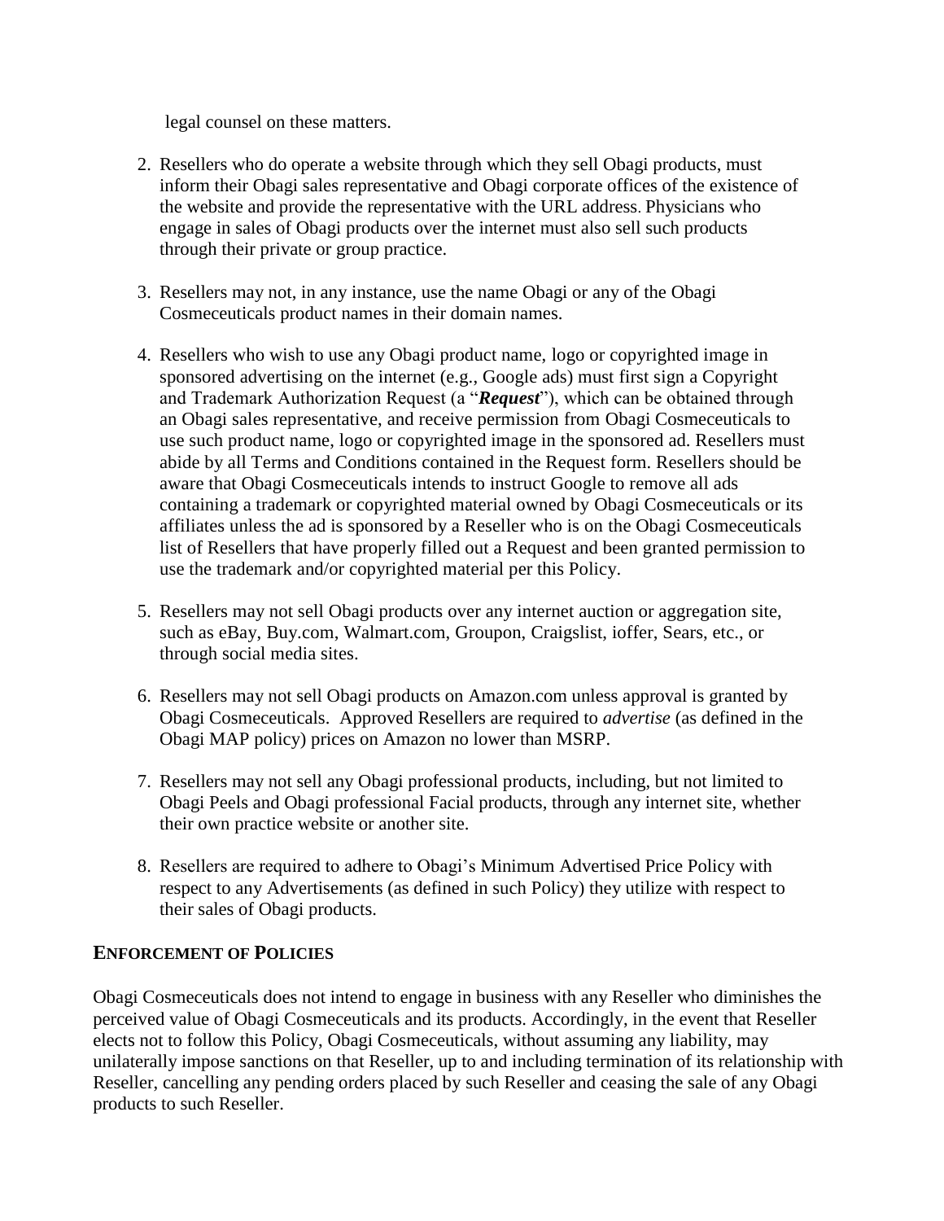legal counsel on these matters.

2. Resellers who do operate a website through which they sell Obagi products, must inform their Obagi sales representative and Obagi corporate offices of the existence of the website and provide the representative with the URL address. Physicians who engage in sales of Obagi products over the internet must also sell such products through their private or group practice.

3. Resellers may not, in any instance, use the name Obagi or any of the Obagi Cosmeceuticals product names in their domain names.

4. Resellers who wish to use any Obagi product name, logo or copyrighted image in sponsored advertising on the internet (e.g., Google ads) must first sign a Copyright and Trademark Authorization Request (a "***Request***"), which can be obtained through an Obagi sales representative, and receive permission from Obagi Cosmeceuticals to use such product name, logo or copyrighted image in the sponsored ad. Resellers must abide by all Terms and Conditions contained in the Request form. Resellers should be aware that Obagi Cosmeceuticals intends to instruct Google to remove all ads containing a trademark or copyrighted material owned by Obagi Cosmeceuticals or its affiliates unless the ad is sponsored by a Reseller who is on the Obagi Cosmeceuticals list of Resellers that have properly filled out a Request and been granted permission to use the trademark and/or copyrighted material per this Policy.

5. Resellers may not sell Obagi products over any internet auction or aggregation site, such as eBay, Buy.com, Walmart.com, Groupon, Craigslist, ioffer, Sears, etc., or through social media sites.

6. Resellers may not sell Obagi products on Amazon.com unless approval is granted by Obagi Cosmeceuticals. Approved Resellers are required to *advertise* (as defined in the Obagi MAP policy) prices on Amazon no lower than MSRP.

7. Resellers may not sell any Obagi professional products, including, but not limited to Obagi Peels and Obagi professional Facial products, through any internet site, whether their own practice website or another site.

8. Resellers are required to adhere to Obagi's Minimum Advertised Price Policy with respect to any Advertisements (as defined in such Policy) they utilize with respect to their sales of Obagi products.

## ENFORCEMENT OF POLICIES

Obagi Cosmeceuticals does not intend to engage in business with any Reseller who diminishes the perceived value of Obagi Cosmeceuticals and its products. Accordingly, in the event that Reseller elects not to follow this Policy, Obagi Cosmeceuticals, without assuming any liability, may unilaterally impose sanctions on that Reseller, up to and including termination of its relationship with Reseller, cancelling any pending orders placed by such Reseller and ceasing the sale of any Obagi products to such Reseller.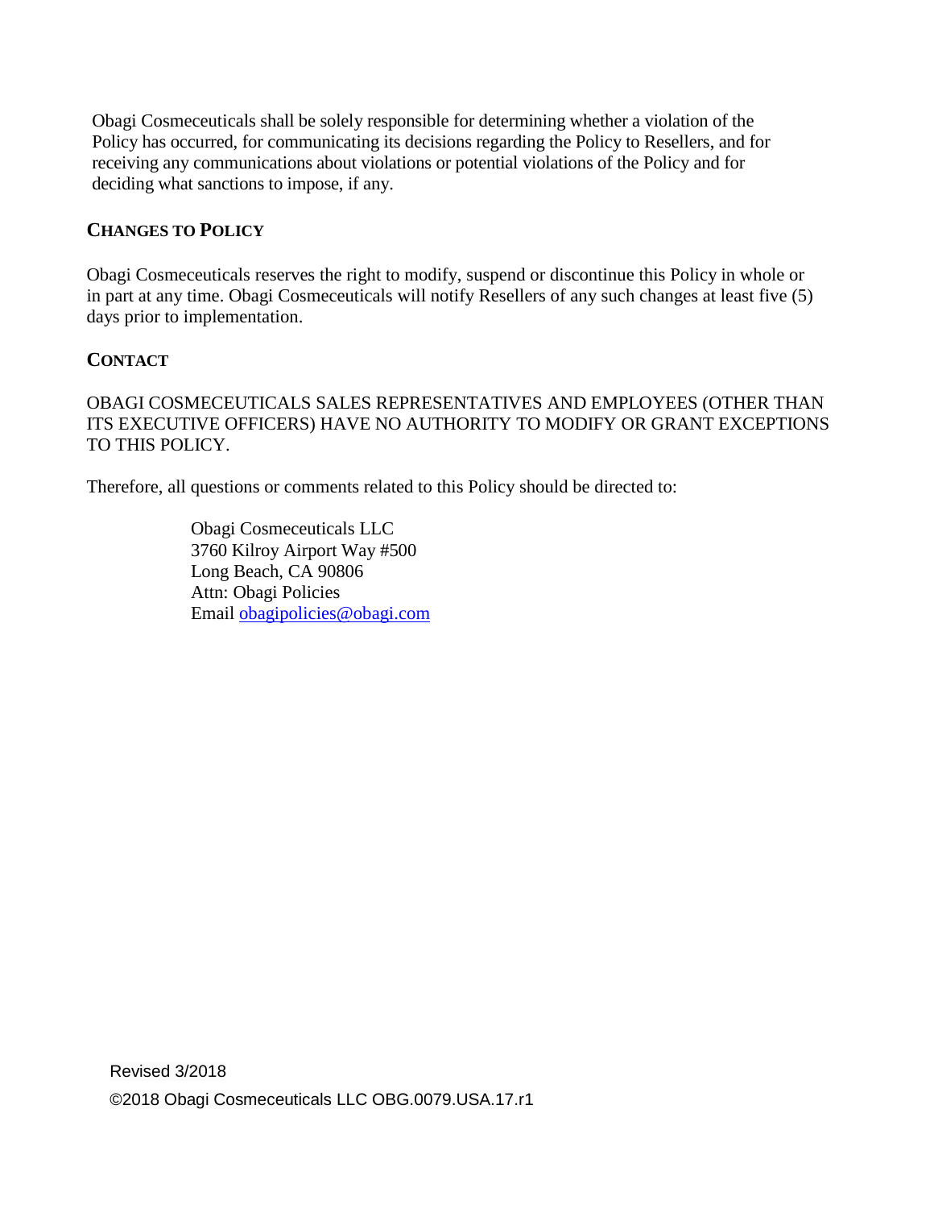Obagi Cosmeceuticals shall be solely responsible for determining whether a violation of the Policy has occurred, for communicating its decisions regarding the Policy to Resellers, and for receiving any communications about violations or potential violations of the Policy and for deciding what sanctions to impose, if any.

## CHANGES TO POLICY

Obagi Cosmeceuticals reserves the right to modify, suspend or discontinue this Policy in whole or in part at any time. Obagi Cosmeceuticals will notify Resellers of any such changes at least five (5) days prior to implementation.

## CONTACT

OBAGI COSMECEUTICALS SALES REPRESENTATIVES AND EMPLOYEES (OTHER THAN ITS EXECUTIVE OFFICERS) HAVE NO AUTHORITY TO MODIFY OR GRANT EXCEPTIONS TO THIS POLICY.

Therefore, all questions or comments related to this Policy should be directed to:

Obagi Cosmeceuticals LLC
3760 Kilroy Airport Way #500
Long Beach, CA 90806
Attn: Obagi Policies
Email obagipolicies@obagi.com

Revised 3/2018

©2018 Obagi Cosmeceuticals LLC OBG.0079.USA.17.r1